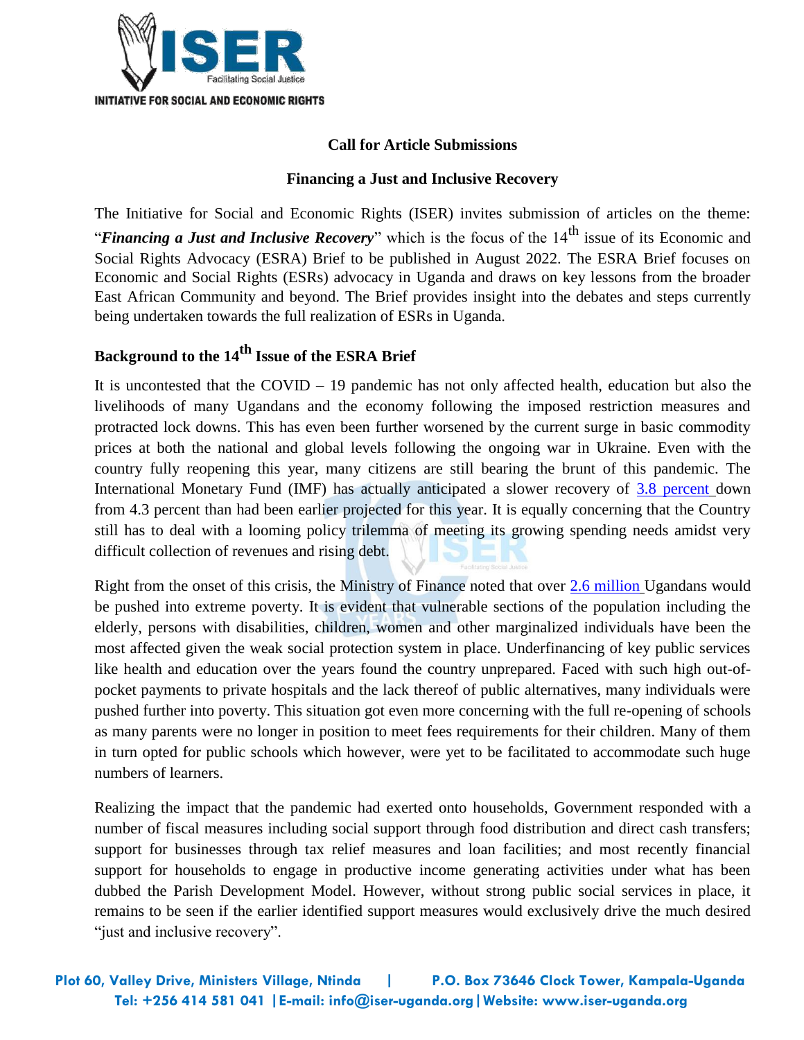**INITIATIVE FOR SOCIAL AND ECONOMIC RIGHTS**

## Call for Article Submissions

## Financing a Just and Inclusive Recovery

The Initiative for Social and Economic Rights (ISER) invites submission of articles on the theme: "***Financing a Just and Inclusive Recovery***" which is the focus of the 14th issue of its Economic and Social Rights Advocacy (ESRA) Brief to be published in August 2022. The ESRA Brief focuses on Economic and Social Rights (ESRs) advocacy in Uganda and draws on key lessons from the broader East African Community and beyond. The Brief provides insight into the debates and steps currently being undertaken towards the full realization of ESRs in Uganda.

### Background to the 14th Issue of the ESRA Brief

It is uncontested that the COVID – 19 pandemic has not only affected health, education but also the livelihoods of many Ugandans and the economy following the imposed restriction measures and protracted lock downs. This has even been further worsened by the current surge in basic commodity prices at both the national and global levels following the ongoing war in Ukraine. Even with the country fully reopening this year, many citizens are still bearing the brunt of this pandemic. The International Monetary Fund (IMF) has actually anticipated a slower recovery of 3.8 percent down from 4.3 percent than had been earlier projected for this year. It is equally concerning that the Country still has to deal with a looming policy trilemma of meeting its growing spending needs amidst very difficult collection of revenues and rising debt.

Right from the onset of this crisis, the Ministry of Finance noted that over 2.6 million Ugandans would be pushed into extreme poverty. It is evident that vulnerable sections of the population including the elderly, persons with disabilities, children, women and other marginalized individuals have been the most affected given the weak social protection system in place. Underfinancing of key public services like health and education over the years found the country unprepared. Faced with such high out-of-pocket payments to private hospitals and the lack thereof of public alternatives, many individuals were pushed further into poverty. This situation got even more concerning with the full re-opening of schools as many parents were no longer in position to meet fees requirements for their children. Many of them in turn opted for public schools which however, were yet to be facilitated to accommodate such huge numbers of learners.

Realizing the impact that the pandemic had exerted onto households, Government responded with a number of fiscal measures including social support through food distribution and direct cash transfers; support for businesses through tax relief measures and loan facilities; and most recently financial support for households to engage in productive income generating activities under what has been dubbed the Parish Development Model. However, without strong public social services in place, it remains to be seen if the earlier identified support measures would exclusively drive the much desired "just and inclusive recovery".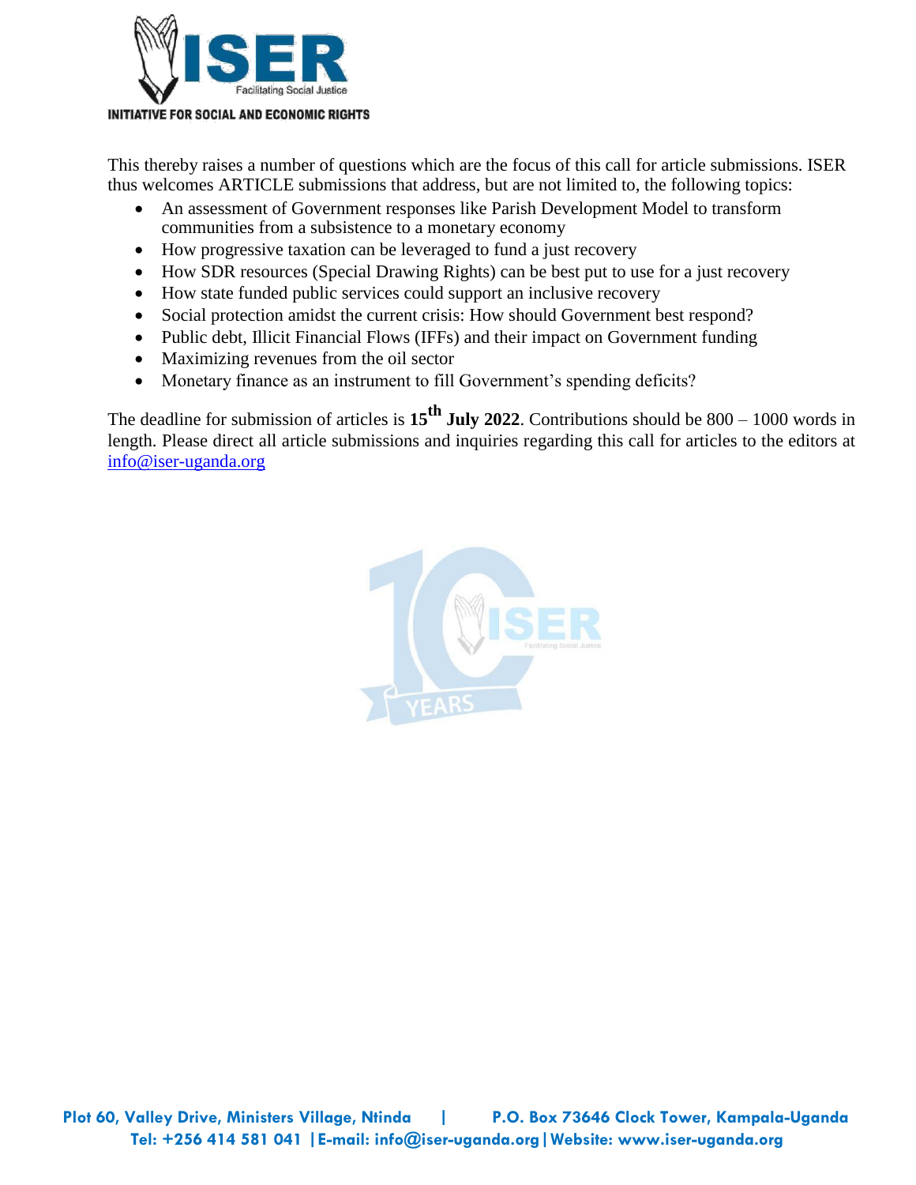This thereby raises a number of questions which are the focus of this call for article submissions. ISER thus welcomes ARTICLE submissions that address, but are not limited to, the following topics:

- An assessment of Government responses like Parish Development Model to transform communities from a subsistence to a monetary economy
- How progressive taxation can be leveraged to fund a just recovery
- How SDR resources (Special Drawing Rights) can be best put to use for a just recovery
- How state funded public services could support an inclusive recovery
- Social protection amidst the current crisis: How should Government best respond?
- Public debt, Illicit Financial Flows (IFFs) and their impact on Government funding
- Maximizing revenues from the oil sector
- Monetary finance as an instrument to fill Government's spending deficits?

The deadline for submission of articles is **15th July 2022**. Contributions should be 800 – 1000 words in length. Please direct all article submissions and inquiries regarding this call for articles to the editors at info@iser-uganda.org